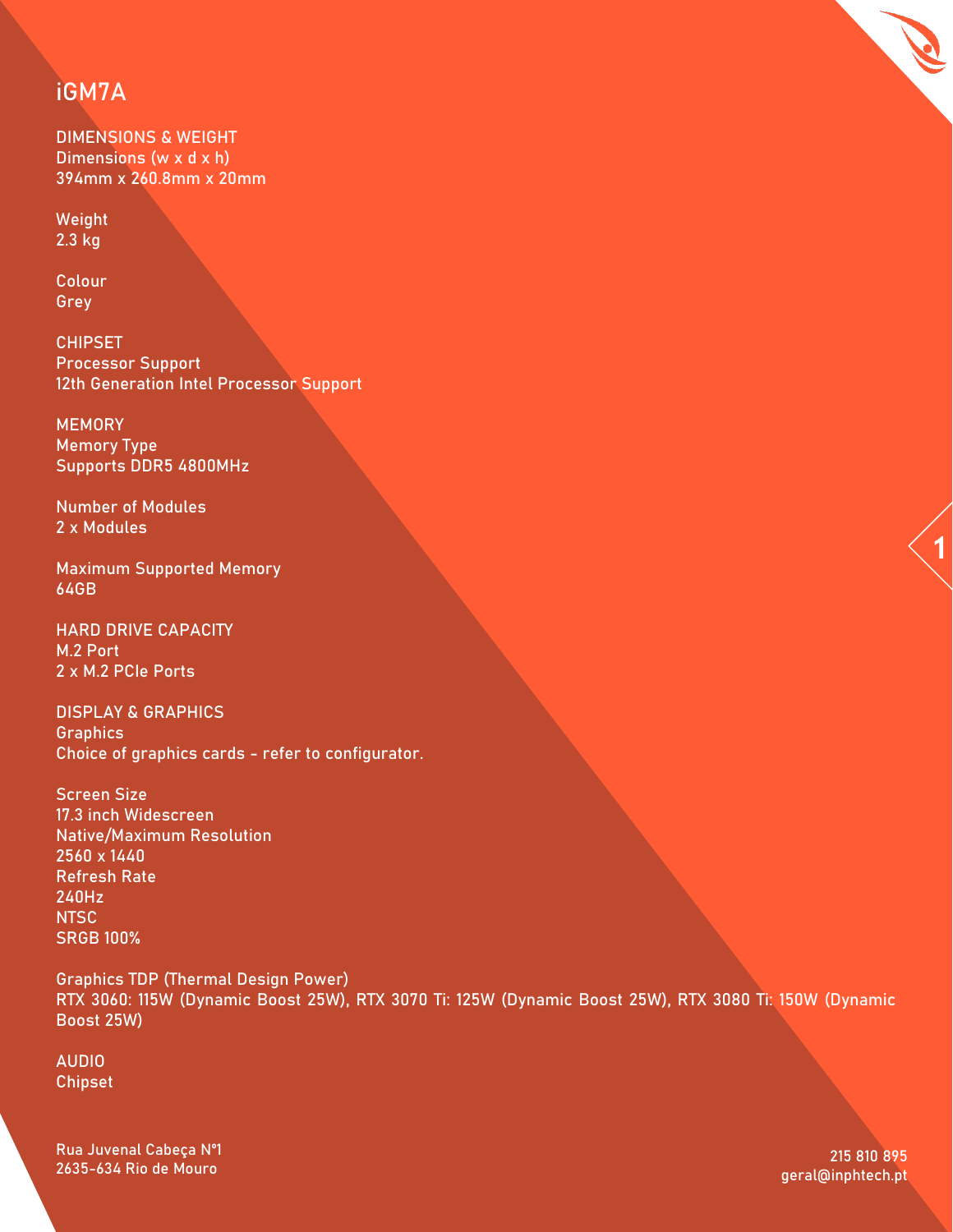# iGM7A

## DIMENSIONS & WEIGHT

Dimensions (w x d x h)
394mm x 260.8mm x 20mm

Weight
2.3 kg

Colour
Grey

## CHIPSET

Processor Support
12th Generation Intel Processor Support

## MEMORY

Memory Type
Supports DDR5 4800MHz

Number of Modules
2 x Modules

Maximum Supported Memory
64GB

## HARD DRIVE CAPACITY

M.2 Port
2 x M.2 PCIe Ports

## DISPLAY & GRAPHICS

Graphics
Choice of graphics cards - refer to configurator.

Screen Size
17.3 inch Widescreen
Native/Maximum Resolution
2560 x 1440
Refresh Rate
240Hz
NTSC
SRGB 100%

Graphics TDP (Thermal Design Power)
RTX 3060: 115W (Dynamic Boost 25W), RTX 3070 Ti: 125W (Dynamic Boost 25W), RTX 3080 Ti: 150W (Dynamic Boost 25W)

## AUDIO

Chipset

Rua Juvenal Cabeça Nº1
2635-634 Rio de Mouro

215 810 895
geral@inphtech.pt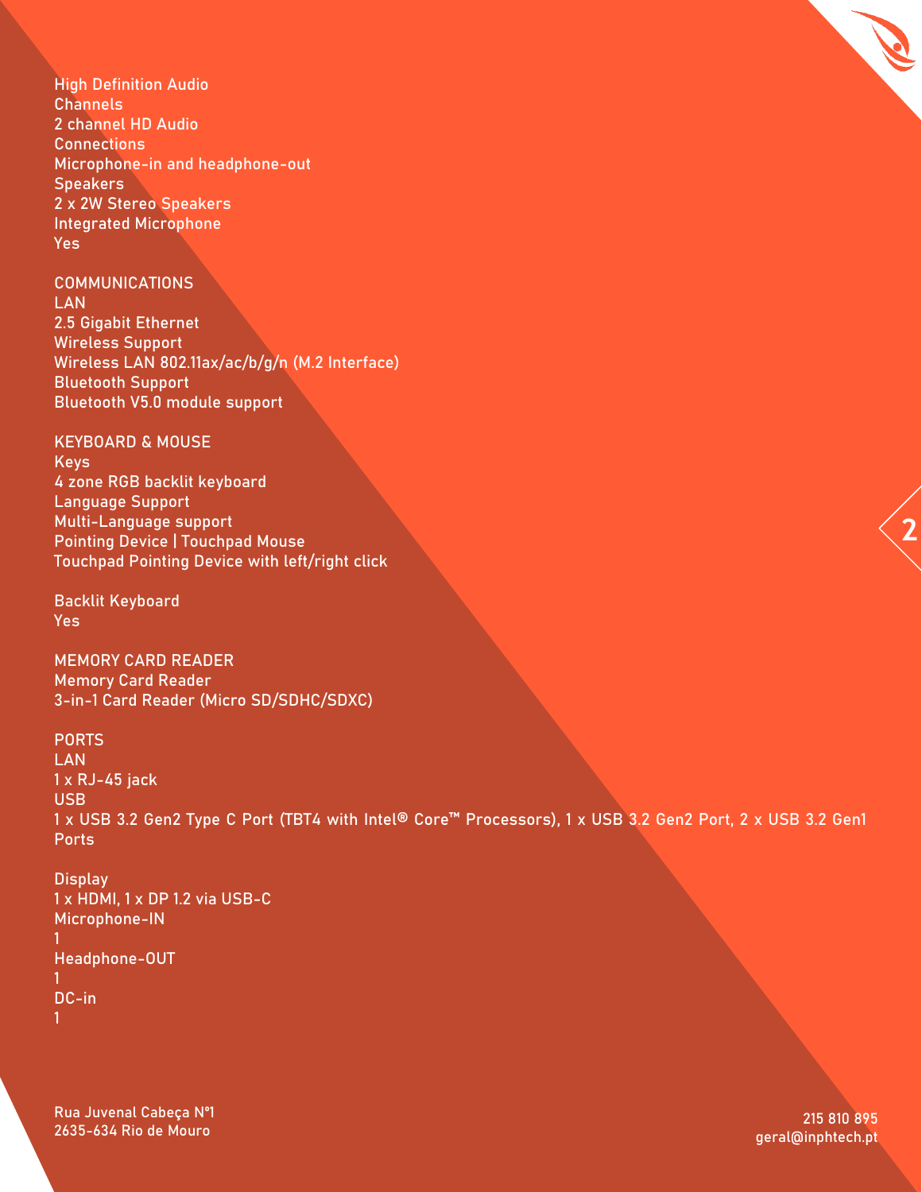High Definition Audio
Channels
2 channel HD Audio
Connections
Microphone-in and headphone-out
Speakers
2 x 2W Stereo Speakers
Integrated Microphone
Yes

## COMMUNICATIONS

LAN
2.5 Gigabit Ethernet
Wireless Support
Wireless LAN 802.11ax/ac/b/g/n (M.2 Interface)
Bluetooth Support
Bluetooth V5.0 module support

## KEYBOARD & MOUSE

Keys
4 zone RGB backlit keyboard
Language Support
Multi-Language support
Pointing Device | Touchpad Mouse
Touchpad Pointing Device with left/right click

Backlit Keyboard
Yes

## MEMORY CARD READER

Memory Card Reader
3-in-1 Card Reader (Micro SD/SDHC/SDXC)

## PORTS

LAN
1 x RJ-45 jack
USB
1 x USB 3.2 Gen2 Type C Port (TBT4 with Intel® Core™ Processors), 1 x USB 3.2 Gen2 Port, 2 x USB 3.2 Gen1 Ports

Display
1 x HDMI, 1 x DP 1.2 via USB-C
Microphone-IN
1
Headphone-OUT
1
DC-in
1

Rua Juvenal Cabeça Nº1
2635-634 Rio de Mouro

215 810 895
geral@inphtech.pt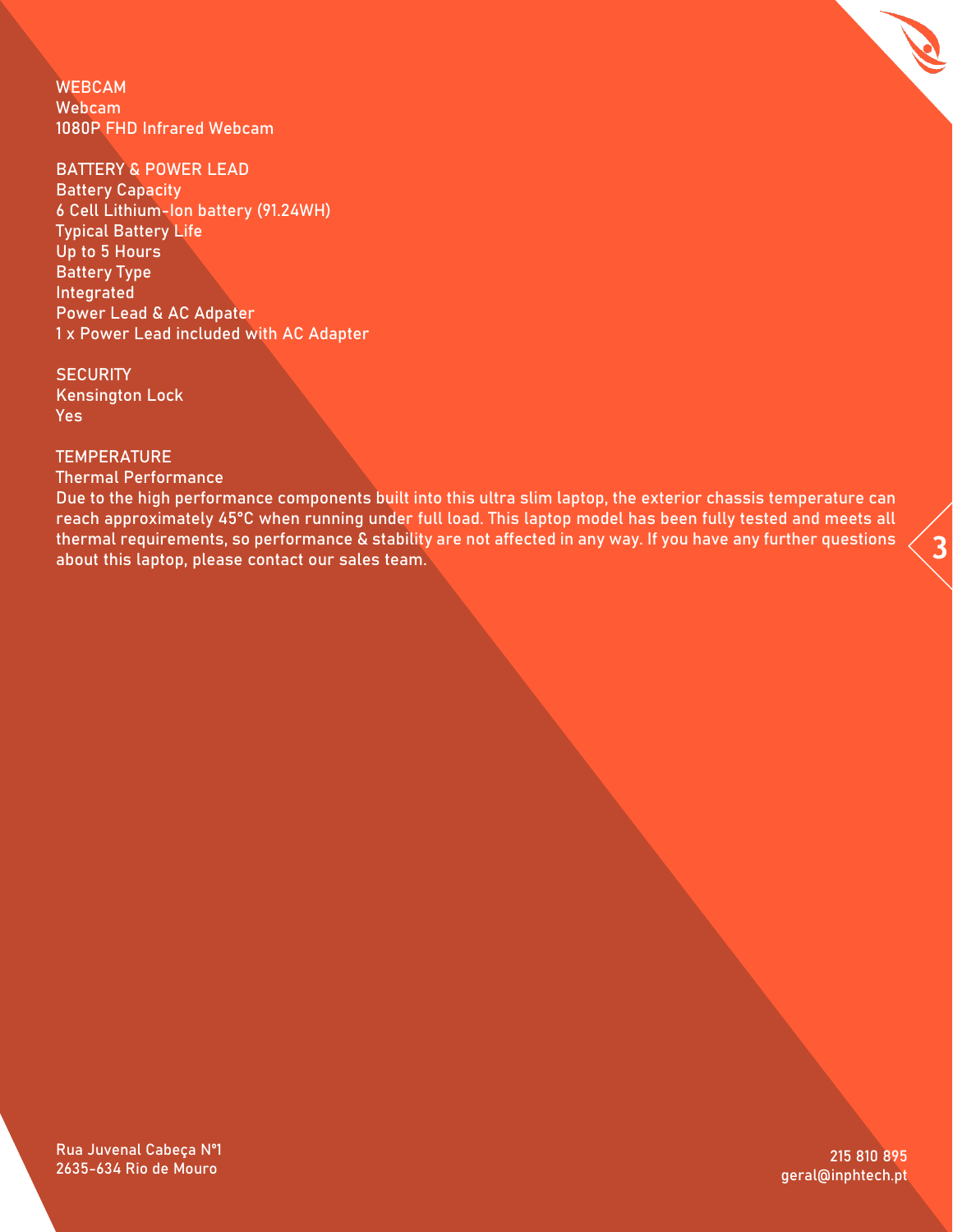## WEBCAM

**Webcam**
1080P FHD Infrared Webcam

## BATTERY & POWER LEAD

**Battery Capacity**
6 Cell Lithium-Ion battery (91.24WH)

**Typical Battery Life**
Up to 5 Hours

**Battery Type**
Integrated

**Power Lead & AC Adpater**
1 x Power Lead included with AC Adapter

## SECURITY

**Kensington Lock**
Yes

## TEMPERATURE

**Thermal Performance**
Due to the high performance components built into this ultra slim laptop, the exterior chassis temperature can reach approximately 45°C when running under full load. This laptop model has been fully tested and meets all thermal requirements, so performance & stability are not affected in any way. If you have any further questions about this laptop, please contact our sales team.

Rua Juvenal Cabeça Nº1
2635-634 Rio de Mouro

215 810 895
geral@inphtech.pt